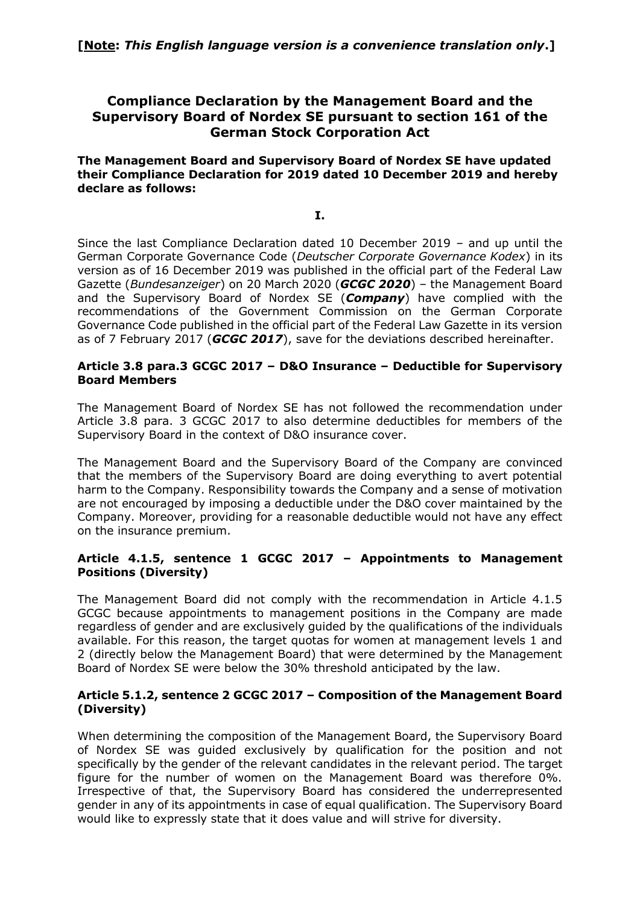**[Note: *This English language version is a convenience translation only*.]**

# Compliance Declaration by the Management Board and the Supervisory Board of Nordex SE pursuant to section 161 of the German Stock Corporation Act

**The Management Board and Supervisory Board of Nordex SE have updated their Compliance Declaration for 2019 dated 10 December 2019 and hereby declare as follows:**

**I.**

Since the last Compliance Declaration dated 10 December 2019 – and up until the German Corporate Governance Code (*Deutscher Corporate Governance Kodex*) in its version as of 16 December 2019 was published in the official part of the Federal Law Gazette (*Bundesanzeiger*) on 20 March 2020 (***GCGC 2020***) – the Management Board and the Supervisory Board of Nordex SE (***Company***) have complied with the recommendations of the Government Commission on the German Corporate Governance Code published in the official part of the Federal Law Gazette in its version as of 7 February 2017 (***GCGC 2017***), save for the deviations described hereinafter.

### Article 3.8 para.3 GCGC 2017 – D&O Insurance – Deductible for Supervisory Board Members

The Management Board of Nordex SE has not followed the recommendation under Article 3.8 para. 3 GCGC 2017 to also determine deductibles for members of the Supervisory Board in the context of D&O insurance cover.

The Management Board and the Supervisory Board of the Company are convinced that the members of the Supervisory Board are doing everything to avert potential harm to the Company. Responsibility towards the Company and a sense of motivation are not encouraged by imposing a deductible under the D&O cover maintained by the Company. Moreover, providing for a reasonable deductible would not have any effect on the insurance premium.

### Article 4.1.5, sentence 1 GCGC 2017 – Appointments to Management Positions (Diversity)

The Management Board did not comply with the recommendation in Article 4.1.5 GCGC because appointments to management positions in the Company are made regardless of gender and are exclusively guided by the qualifications of the individuals available. For this reason, the target quotas for women at management levels 1 and 2 (directly below the Management Board) that were determined by the Management Board of Nordex SE were below the 30% threshold anticipated by the law.

### Article 5.1.2, sentence 2 GCGC 2017 – Composition of the Management Board (Diversity)

When determining the composition of the Management Board, the Supervisory Board of Nordex SE was guided exclusively by qualification for the position and not specifically by the gender of the relevant candidates in the relevant period. The target figure for the number of women on the Management Board was therefore 0%. Irrespective of that, the Supervisory Board has considered the underrepresented gender in any of its appointments in case of equal qualification. The Supervisory Board would like to expressly state that it does value and will strive for diversity.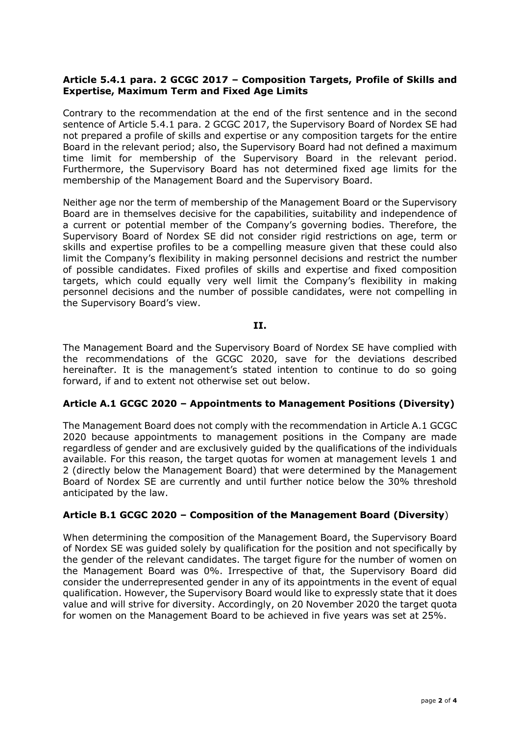### Article 5.4.1 para. 2 GCGC 2017 – Composition Targets, Profile of Skills and Expertise, Maximum Term and Fixed Age Limits

Contrary to the recommendation at the end of the first sentence and in the second sentence of Article 5.4.1 para. 2 GCGC 2017, the Supervisory Board of Nordex SE had not prepared a profile of skills and expertise or any composition targets for the entire Board in the relevant period; also, the Supervisory Board had not defined a maximum time limit for membership of the Supervisory Board in the relevant period. Furthermore, the Supervisory Board has not determined fixed age limits for the membership of the Management Board and the Supervisory Board.

Neither age nor the term of membership of the Management Board or the Supervisory Board are in themselves decisive for the capabilities, suitability and independence of a current or potential member of the Company's governing bodies. Therefore, the Supervisory Board of Nordex SE did not consider rigid restrictions on age, term or skills and expertise profiles to be a compelling measure given that these could also limit the Company's flexibility in making personnel decisions and restrict the number of possible candidates. Fixed profiles of skills and expertise and fixed composition targets, which could equally very well limit the Company's flexibility in making personnel decisions and the number of possible candidates, were not compelling in the Supervisory Board's view.

## II.

The Management Board and the Supervisory Board of Nordex SE have complied with the recommendations of the GCGC 2020, save for the deviations described hereinafter. It is the management's stated intention to continue to do so going forward, if and to extent not otherwise set out below.

### Article A.1 GCGC 2020 – Appointments to Management Positions (Diversity)

The Management Board does not comply with the recommendation in Article A.1 GCGC 2020 because appointments to management positions in the Company are made regardless of gender and are exclusively guided by the qualifications of the individuals available. For this reason, the target quotas for women at management levels 1 and 2 (directly below the Management Board) that were determined by the Management Board of Nordex SE are currently and until further notice below the 30% threshold anticipated by the law.

### Article B.1 GCGC 2020 – Composition of the Management Board (Diversity)

When determining the composition of the Management Board, the Supervisory Board of Nordex SE was guided solely by qualification for the position and not specifically by the gender of the relevant candidates. The target figure for the number of women on the Management Board was 0%. Irrespective of that, the Supervisory Board did consider the underrepresented gender in any of its appointments in the event of equal qualification. However, the Supervisory Board would like to expressly state that it does value and will strive for diversity. Accordingly, on 20 November 2020 the target quota for women on the Management Board to be achieved in five years was set at 25%.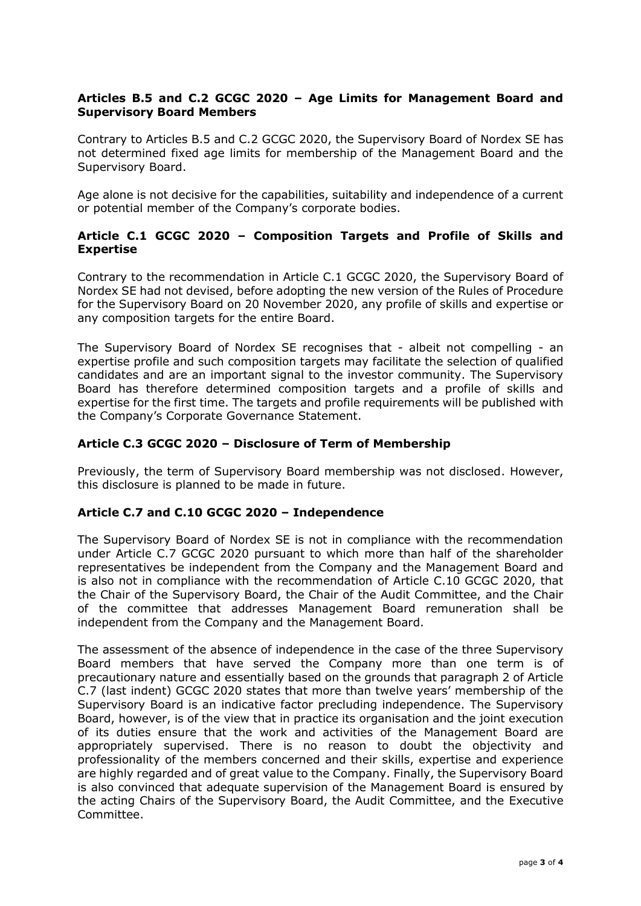### Articles B.5 and C.2 GCGC 2020 – Age Limits for Management Board and Supervisory Board Members

Contrary to Articles B.5 and C.2 GCGC 2020, the Supervisory Board of Nordex SE has not determined fixed age limits for membership of the Management Board and the Supervisory Board.

Age alone is not decisive for the capabilities, suitability and independence of a current or potential member of the Company's corporate bodies.

### Article C.1 GCGC 2020 – Composition Targets and Profile of Skills and Expertise

Contrary to the recommendation in Article C.1 GCGC 2020, the Supervisory Board of Nordex SE had not devised, before adopting the new version of the Rules of Procedure for the Supervisory Board on 20 November 2020, any profile of skills and expertise or any composition targets for the entire Board.

The Supervisory Board of Nordex SE recognises that - albeit not compelling - an expertise profile and such composition targets may facilitate the selection of qualified candidates and are an important signal to the investor community. The Supervisory Board has therefore determined composition targets and a profile of skills and expertise for the first time. The targets and profile requirements will be published with the Company's Corporate Governance Statement.

### Article C.3 GCGC 2020 – Disclosure of Term of Membership

Previously, the term of Supervisory Board membership was not disclosed. However, this disclosure is planned to be made in future.

### Article C.7 and C.10 GCGC 2020 – Independence

The Supervisory Board of Nordex SE is not in compliance with the recommendation under Article C.7 GCGC 2020 pursuant to which more than half of the shareholder representatives be independent from the Company and the Management Board and is also not in compliance with the recommendation of Article C.10 GCGC 2020, that the Chair of the Supervisory Board, the Chair of the Audit Committee, and the Chair of the committee that addresses Management Board remuneration shall be independent from the Company and the Management Board.

The assessment of the absence of independence in the case of the three Supervisory Board members that have served the Company more than one term is of precautionary nature and essentially based on the grounds that paragraph 2 of Article C.7 (last indent) GCGC 2020 states that more than twelve years' membership of the Supervisory Board is an indicative factor precluding independence. The Supervisory Board, however, is of the view that in practice its organisation and the joint execution of its duties ensure that the work and activities of the Management Board are appropriately supervised. There is no reason to doubt the objectivity and professionality of the members concerned and their skills, expertise and experience are highly regarded and of great value to the Company. Finally, the Supervisory Board is also convinced that adequate supervision of the Management Board is ensured by the acting Chairs of the Supervisory Board, the Audit Committee, and the Executive Committee.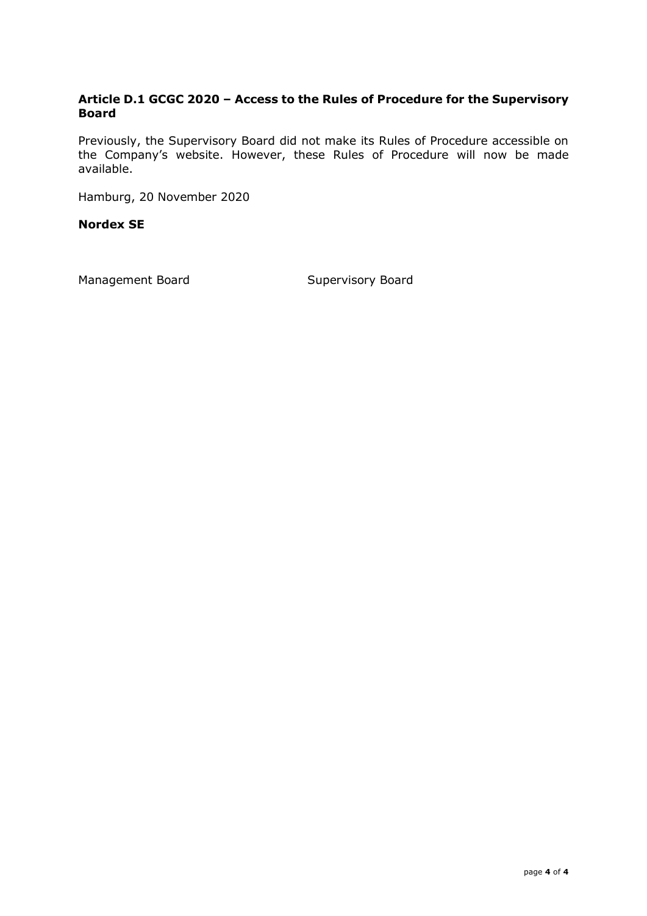### Article D.1 GCGC 2020 – Access to the Rules of Procedure for the Supervisory Board

Previously, the Supervisory Board did not make its Rules of Procedure accessible on the Company's website. However, these Rules of Procedure will now be made available.

Hamburg, 20 November 2020

**Nordex SE**

Management Board    Supervisory Board